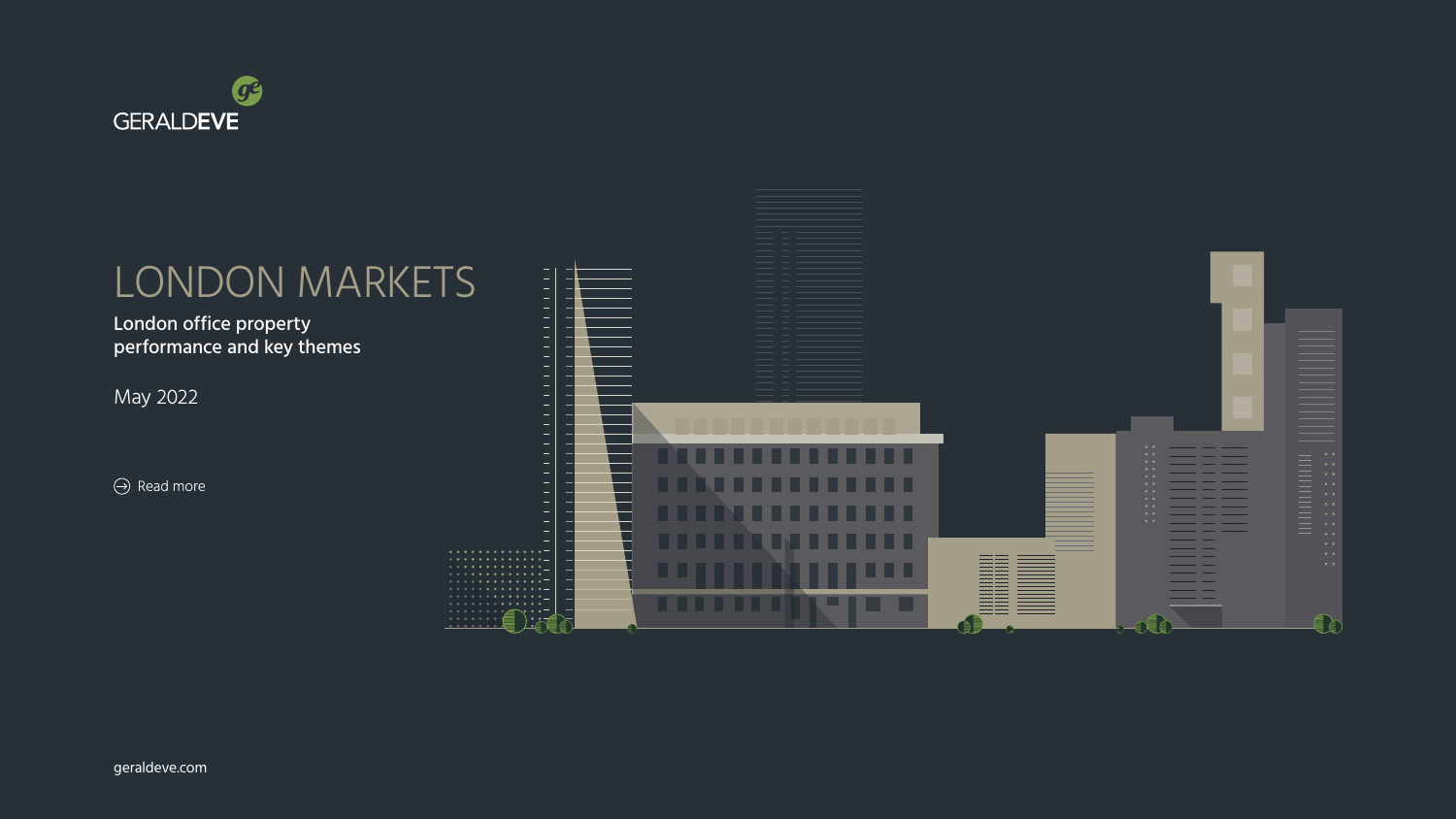GERALDEVE

# LONDON MARKETS

**London office property performance and key themes**

May 2022

Read more

geraldeve.com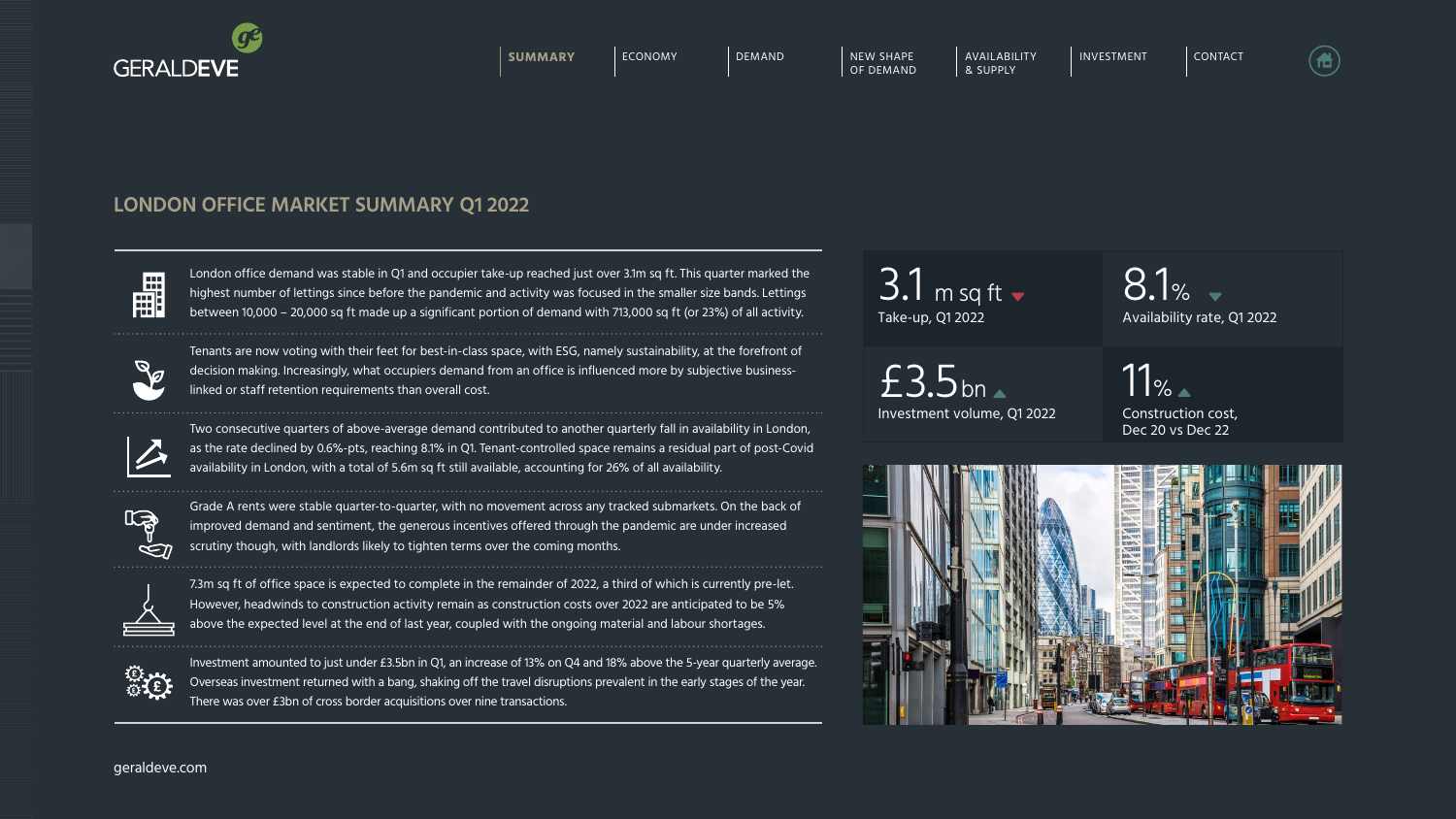## LONDON OFFICE MARKET SUMMARY Q1 2022

London office demand was stable in Q1 and occupier take-up reached just over 3.1m sq ft. This quarter marked the highest number of lettings since before the pandemic and activity was focused in the smaller size bands. Lettings between 10,000 – 20,000 sq ft made up a significant portion of demand with 713,000 sq ft (or 23%) of all activity.

Tenants are now voting with their feet for best-in-class space, with ESG, namely sustainability, at the forefront of decision making. Increasingly, what occupiers demand from an office is influenced more by subjective business-linked or staff retention requirements than overall cost.

Two consecutive quarters of above-average demand contributed to another quarterly fall in availability in London, as the rate declined by 0.6%-pts, reaching 8.1% in Q1. Tenant-controlled space remains a residual part of post-Covid availability in London, with a total of 5.6m sq ft still available, accounting for 26% of all availability.

Grade A rents were stable quarter-to-quarter, with no movement across any tracked submarkets. On the back of improved demand and sentiment, the generous incentives offered through the pandemic are under increased scrutiny though, with landlords likely to tighten terms over the coming months.

7.3m sq ft of office space is expected to complete in the remainder of 2022, a third of which is currently pre-let. However, headwinds to construction activity remain as construction costs over 2022 are anticipated to be 5% above the expected level at the end of last year, coupled with the ongoing material and labour shortages.

Investment amounted to just under £3.5bn in Q1, an increase of 13% on Q4 and 18% above the 5-year quarterly average. Overseas investment returned with a bang, shaking off the travel disruptions prevalent in the early stages of the year. There was over £3bn of cross border acquisitions over nine transactions.

| | |
|---|---|
| **3.1** m sq ft ▼<br>Take-up, Q1 2022 | **8.1**% ▼<br>Availability rate, Q1 2022 |
| **£3.5**bn ▲<br>Investment volume, Q1 2022 | **11**% ▲<br>Construction cost, Dec 20 vs Dec 22 |

geraldeve.com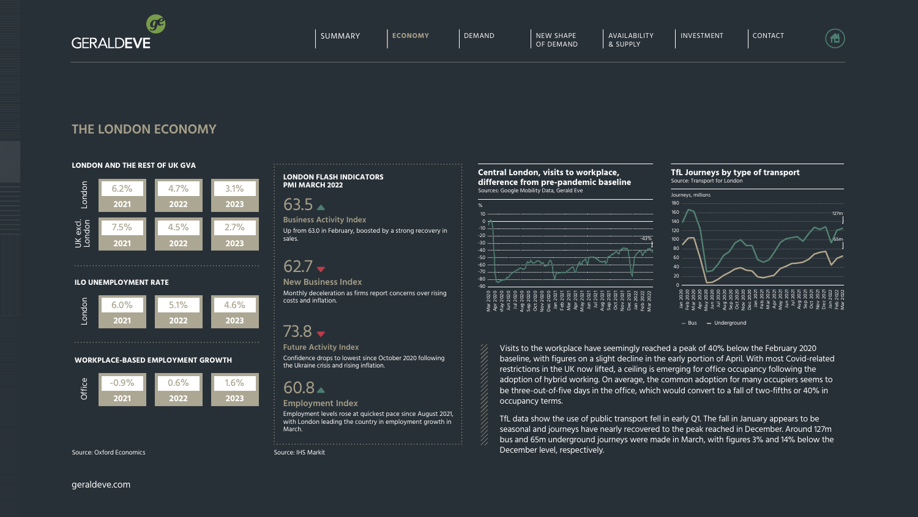## THE LONDON ECONOMY

### LONDON AND THE REST OF UK GVA

| | 2021 | 2022 | 2023 |
|---|---|---|---|
| London | 6.2% | 4.7% | 3.1% |
| UK excl. London | 7.5% | 4.5% | 2.7% |

### ILO UNEMPLOYMENT RATE

| | 2021 | 2022 | 2023 |
|---|---|---|---|
| London | 6.0% | 5.1% | 4.6% |

### WORKPLACE-BASED EMPLOYMENT GROWTH

| | 2021 | 2022 | 2023 |
|---|---|---|---|
| Office | -0.9% | 0.6% | 1.6% |

Source: Oxford Economics

### LONDON FLASH INDICATORS PMI MARCH 2022

**63.5 ▲**

**Business Activity Index**

Up from 63.0 in February, boosted by a strong recovery in sales.

**62.7 ▼**

**New Business Index**

Monthly deceleration as firms report concerns over rising costs and inflation.

**73.8 ▼**

**Future Activity Index**

Confidence drops to lowest since October 2020 following the Ukraine crisis and rising inflation.

**60.8 ▲**

**Employment Index**

Employment levels rose at quickest pace since August 2021, with London leading the country in employment growth in March.

Source: IHS Markit

### Central London, visits to workplace, difference from pre-pandemic baseline

Sources: Google Mobility Data, Gerald Eve

### TfL Journeys by type of transport

Source: Transport for London

Visits to the workplace have seemingly reached a peak of 40% below the February 2020 baseline, with figures on a slight decline in the early portion of April. With most Covid-related restrictions in the UK now lifted, a ceiling is emerging for office occupancy following the adoption of hybrid working. On average, the common adoption for many occupiers seems to be three-out-of-five days in the office, which would convert to a fall of two-fifths or 40% in occupancy terms.

TfL data show the use of public transport fell in early Q1. The fall in January appears to be seasonal and journeys have nearly recovered to the peak reached in December. Around 127m bus and 65m underground journeys were made in March, with figures 3% and 14% below the December level, respectively.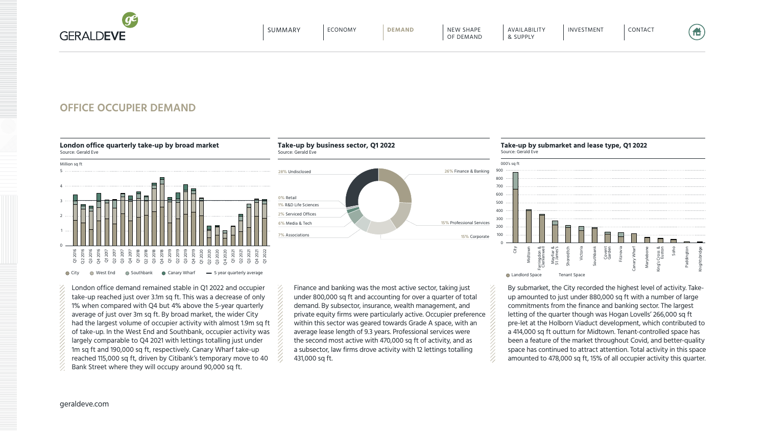## OFFICE OCCUPIER DEMAND

**London office quarterly take-up by broad market**
Source: Gerald Eve

**Take-up by business sector, Q1 2022**
Source: Gerald Eve

**Take-up by submarket and lease type, Q1 2022**
Source: Gerald Eve

London office demand remained stable in Q1 2022 and occupier take-up reached just over 3.1m sq ft. This was a decrease of only 1% when compared with Q4 but 4% above the 5-year quarterly average of just over 3m sq ft. By broad market, the wider City had the largest volume of occupier activity with almost 1.9m sq ft of take-up. In the West End and Southbank, occupier activity was largely comparable to Q4 2021 with lettings totalling just under 1m sq ft and 190,000 sq ft, respectively. Canary Wharf take-up reached 115,000 sq ft, driven by Citibank's temporary move to 40 Bank Street where they will occupy around 90,000 sq ft.

Finance and banking was the most active sector, taking just under 800,000 sq ft and accounting for over a quarter of total demand. By subsector, insurance, wealth management, and private equity firms were particularly active. Occupier preference within this sector was geared towards Grade A space, with an average lease length of 9.3 years. Professional services were the second most active with 470,000 sq ft of activity, and as a subsector, law firms drove activity with 12 lettings totalling 431,000 sq ft.

By submarket, the City recorded the highest level of activity. Take-up amounted to just under 880,000 sq ft with a number of large commitments from the finance and banking sector. The largest letting of the quarter though was Hogan Lovells' 266,000 sq ft pre-let at the Holborn Viaduct development, which contributed to a 414,000 sq ft outturn for Midtown. Tenant-controlled space has been a feature of the market throughout Covid, and better-quality space has continued to attract attention. Total activity in this space amounted to 478,000 sq ft, 15% of all occupier activity this quarter.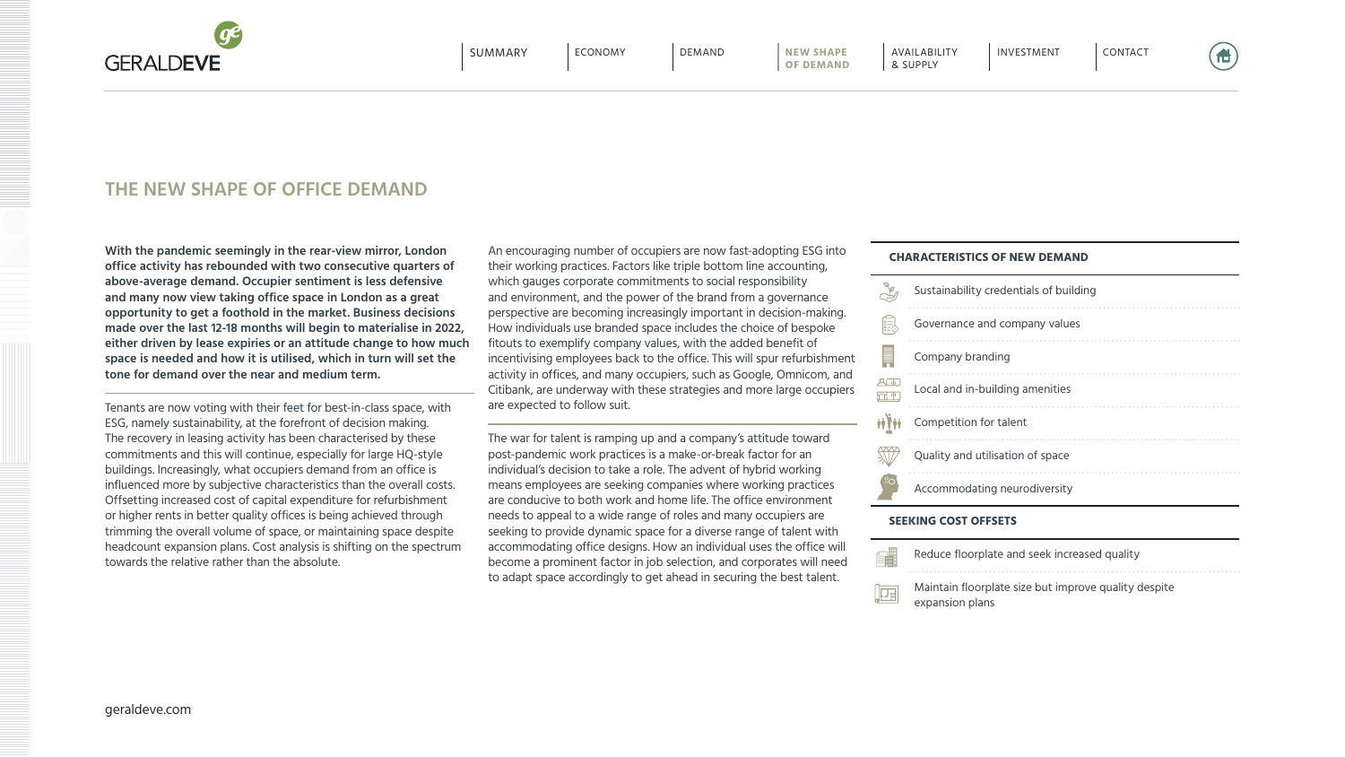# THE NEW SHAPE OF OFFICE DEMAND

**With the pandemic seemingly in the rear-view mirror, London office activity has rebounded with two consecutive quarters of above-average demand. Occupier sentiment is less defensive and many now view taking office space in London as a great opportunity to get a foothold in the market. Business decisions made over the last 12-18 months will begin to materialise in 2022, either driven by lease expiries or an attitude change to how much space is needed and how it is utilised, which in turn will set the tone for demand over the near and medium term.**

Tenants are now voting with their feet for best-in-class space, with ESG, namely sustainability, at the forefront of decision making. The recovery in leasing activity has been characterised by these commitments and this will continue, especially for large HQ-style buildings. Increasingly, what occupiers demand from an office is influenced more by subjective characteristics than the overall costs. Offsetting increased cost of capital expenditure for refurbishment or higher rents in better quality offices is being achieved through trimming the overall volume of space, or maintaining space despite headcount expansion plans. Cost analysis is shifting on the spectrum towards the relative rather than the absolute.

An encouraging number of occupiers are now fast-adopting ESG into their working practices. Factors like triple bottom line accounting, which gauges corporate commitments to social responsibility and environment, and the power of the brand from a governance perspective are becoming increasingly important in decision-making. How individuals use branded space includes the choice of bespoke fitouts to exemplify company values, with the added benefit of incentivising employees back to the office. This will spur refurbishment activity in offices, and many occupiers, such as Google, Omnicom, and Citibank, are underway with these strategies and more large occupiers are expected to follow suit.

The war for talent is ramping up and a company's attitude toward post-pandemic work practices is a make-or-break factor for an individual's decision to take a role. The advent of hybrid working means employees are seeking companies where working practices are conducive to both work and home life. The office environment needs to appeal to a wide range of roles and many occupiers are seeking to provide dynamic space for a diverse range of talent with accommodating office designs. How an individual uses the office will become a prominent factor in job selection, and corporates will need to adapt space accordingly to get ahead in securing the best talent.

**CHARACTERISTICS OF NEW DEMAND**

- Sustainability credentials of building
- Governance and company values
- Company branding
- Local and in-building amenities
- Competition for talent
- Quality and utilisation of space
- Accommodating neurodiversity

**SEEKING COST OFFSETS**

- Reduce floorplate and seek increased quality
- Maintain floorplate size but improve quality despite expansion plans

geraldeve.com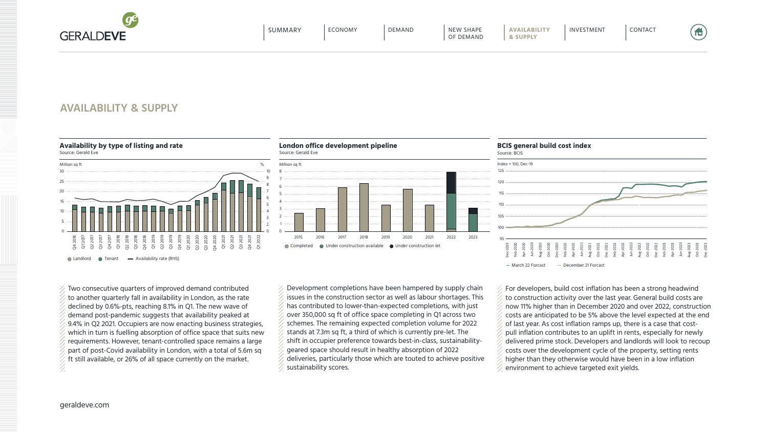## AVAILABILITY & SUPPLY

**Availability by type of listing and rate**
Source: Gerald Eve

Million sq ft | %

Landlord · Tenant · Availability rate (RHS)

**London office development pipeline**
Source: Gerald Eve

Million sq ft

Completed · Under construction available · Under construction let

**BCIS general build cost index**
Source: BCIS

Index = 100, Dec-19

March 22 Forcast · December 21 Forcast

Two consecutive quarters of improved demand contributed to another quarterly fall in availability in London, as the rate declined by 0.6%-pts, reaching 8.1% in Q1. The new wave of demand post-pandemic suggests that availability peaked at 9.4% in Q2 2021. Occupiers are now enacting business strategies, which in turn is fuelling absorption of office space that suits new requirements. However, tenant-controlled space remains a large part of post-Covid availability in London, with a total of 5.6m sq ft still available, or 26% of all space currently on the market.

Development completions have been hampered by supply chain issues in the construction sector as well as labour shortages. This has contributed to lower-than-expected completions, with just over 350,000 sq ft of office space completing in Q1 across two schemes. The remaining expected completion volume for 2022 stands at 7.3m sq ft, a third of which is currently pre-let. The shift in occupier preference towards best-in-class, sustainability-geared space should result in healthy absorption of 2022 deliveries, particularly those which are touted to achieve positive sustainability scores.

For developers, build cost inflation has been a strong headwind to construction activity over the last year. General build costs are now 11% higher than in December 2020 and over 2022, construction costs are anticipated to be 5% above the level expected at the end of last year. As cost inflation ramps up, there is a case that cost-pull inflation contributes to an uplift in rents, especially for newly delivered prime stock. Developers and landlords will look to recoup costs over the development cycle of the property, setting rents higher than they otherwise would have been in a low inflation environment to achieve targeted exit yields.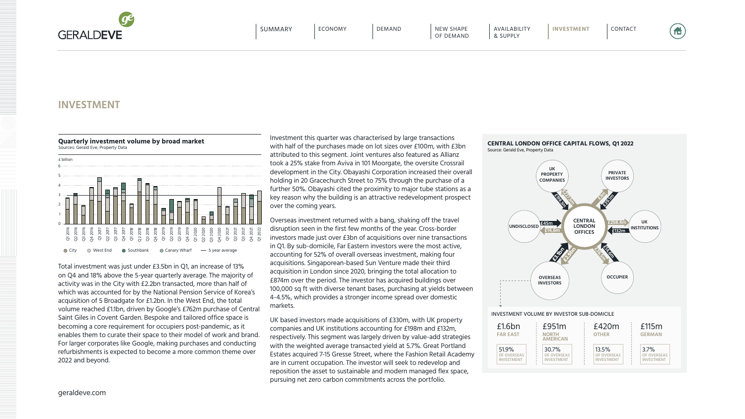# INVESTMENT

**Quarterly investment volume by broad market**
Sources: Gerald Eve, Property Data

Total investment was just under £3.5bn in Q1, an increase of 13% on Q4 and 18% above the 5-year quarterly average. The majority of activity was in the City with £2.2bn transacted, more than half of which was accounted for by the National Pension Service of Korea's acquisition of 5 Broadgate for £1.2bn. In the West End, the total volume reached £1.1bn, driven by Google's £762m purchase of Central Saint Giles in Covent Garden. Bespoke and tailored office space is becoming a core requirement for occupiers post-pandemic, as it enables them to curate their space to their model of work and brand. For larger corporates like Google, making purchases and conducting refurbishments is expected to become a more common theme over 2022 and beyond.

Investment this quarter was characterised by large transactions with half of the purchases made on lot sizes over £100m, with £3bn attributed to this segment. Joint ventures also featured as Allianz took a 25% stake from Aviva in 101 Moorgate, the oversite Crossrail development in the City. Obayashi Corporation increased their overall holding in 20 Gracechurch Street to 75% through the purchase of a further 50%. Obayashi cited the proximity to major tube stations as a key reason why the building is an attractive redevelopment prospect over the coming years.

Overseas investment returned with a bang, shaking off the travel disruption seen in the first few months of the year. Cross-border investors made just over £3bn of acquisitions over nine transactions in Q1. By sub-domicile, Far Eastern investors were the most active, accounting for 52% of overall overseas investment, making four acquisitions. Singaporean-based Sun Venture made their third acquisition in London since 2020, bringing the total allocation to £874m over the period. The investor has acquired buildings over 100,000 sq ft with diverse tenant bases, purchasing at yields between 4-4.5%, which provides a stronger income spread over domestic markets.

UK based investors made acquisitions of £330m, with UK property companies and UK institutions accounting for £198m and £132m, respectively. This segment was largely driven by value-add strategies with the weighted average transacted yield at 5.7%. Great Portland Estates acquired 7-15 Gresse Street, where the Fashion Retail Academy are in current occupation. The investor will seek to redevelop and reposition the asset to sustainable and modern managed flex space, pursuing net zero carbon commitments across the portfolio.

**CENTRAL LONDON OFFICE CAPITAL FLOWS, Q1 2022**
Source: Gerald Eve, Property Data

INVESTMENT VOLUME BY INVESTOR SUB-DOMICILE

| £1.6bn | £951m | £420m | £115m |
|---|---|---|---|
| FAR EAST | NORTH AMERICAN | OTHER | GERMAN |
| 51.9% OF OVERSEAS INVESTMENT | 30.7% OF OVERSEAS INVESTMENT | 13.5% OF OVERSEAS INVESTMENT | 3.7% OF OVERSEAS INVESTMENT |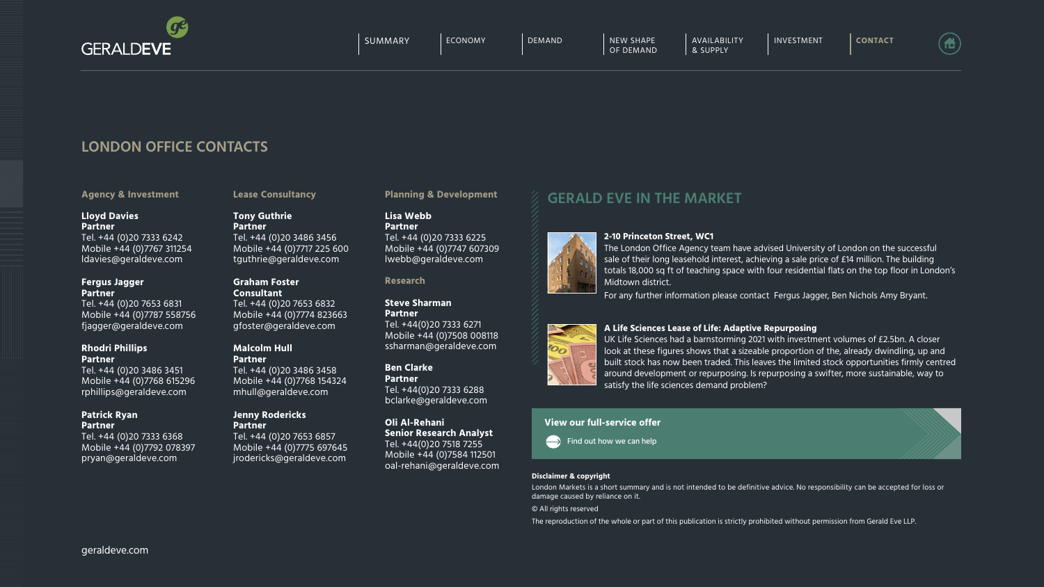# LONDON OFFICE CONTACTS

### Agency & Investment

**Lloyd Davies**
**Partner**
Tel. +44 (0)20 7333 6242
Mobile +44 (0)7767 311254
ldavies@geraldeve.com

**Fergus Jagger**
**Partner**
Tel. +44 (0)20 7653 6831
Mobile +44 (0)7787 558756
fjagger@geraldeve.com

**Rhodri Phillips**
**Partner**
Tel. +44 (0)20 3486 3451
Mobile +44 (0)7768 615296
rphillips@geraldeve.com

**Patrick Ryan**
**Partner**
Tel. +44 (0)20 7333 6368
Mobile +44 (0)7792 078397
pryan@geraldeve.com

### Lease Consultancy

**Tony Guthrie**
**Partner**
Tel. +44 (0)20 3486 3456
Mobile +44 (0)7717 225 600
tguthrie@geraldeve.com

**Graham Foster**
**Consultant**
Tel. +44 (0)20 7653 6832
Mobile +44 (0)7774 823663
gfoster@geraldeve.com

**Malcolm Hull**
**Partner**
Tel. +44 (0)20 3486 3458
Mobile +44 (0)7768 154324
mhull@geraldeve.com

**Jenny Rodericks**
**Partner**
Tel. +44 (0)20 7653 6857
Mobile +44 (0)7775 697645
jrodericks@geraldeve.com

### Planning & Development

**Lisa Webb**
**Partner**
Tel. +44 (0)20 7333 6225
Mobile +44 (0)7747 607309
lwebb@geraldeve.com

### Research

**Steve Sharman**
**Partner**
Tel. +44(0)20 7333 6271
Mobile +44 (0)7508 008118
ssharman@geraldeve.com

**Ben Clarke**
**Partner**
Tel. +44(0)20 7333 6288
bclarke@geraldeve.com

**Oli Al-Rehani**
**Senior Research Analyst**
Tel. +44(0)20 7518 7255
Mobile +44 (0)7584 112501
oal-rehani@geraldeve.com

## GERALD EVE IN THE MARKET

**2-10 Princeton Street, WC1**
The London Office Agency team have advised University of London on the successful sale of their long leasehold interest, achieving a sale price of £14 million. The building totals 18,000 sq ft of teaching space with four residential flats on the top floor in London's Midtown district.

For any further information please contact Fergus Jagger, Ben Nichols Amy Bryant.

**A Life Sciences Lease of Life: Adaptive Repurposing**
UK Life Sciences had a barnstorming 2021 with investment volumes of £2.5bn. A closer look at these figures shows that a sizeable proportion of the, already dwindling, up and built stock has now been traded. This leaves the limited stock opportunities firmly centred around development or repurposing. Is repurposing a swifter, more sustainable, way to satisfy the life sciences demand problem?

**View our full-service offer**
Find out how we can help

**Disclaimer & copyright**
London Markets is a short summary and is not intended to be definitive advice. No responsibility can be accepted for loss or damage caused by reliance on it.

© All rights reserved

The reproduction of the whole or part of this publication is strictly prohibited without permission from Gerald Eve LLP.

geraldeve.com